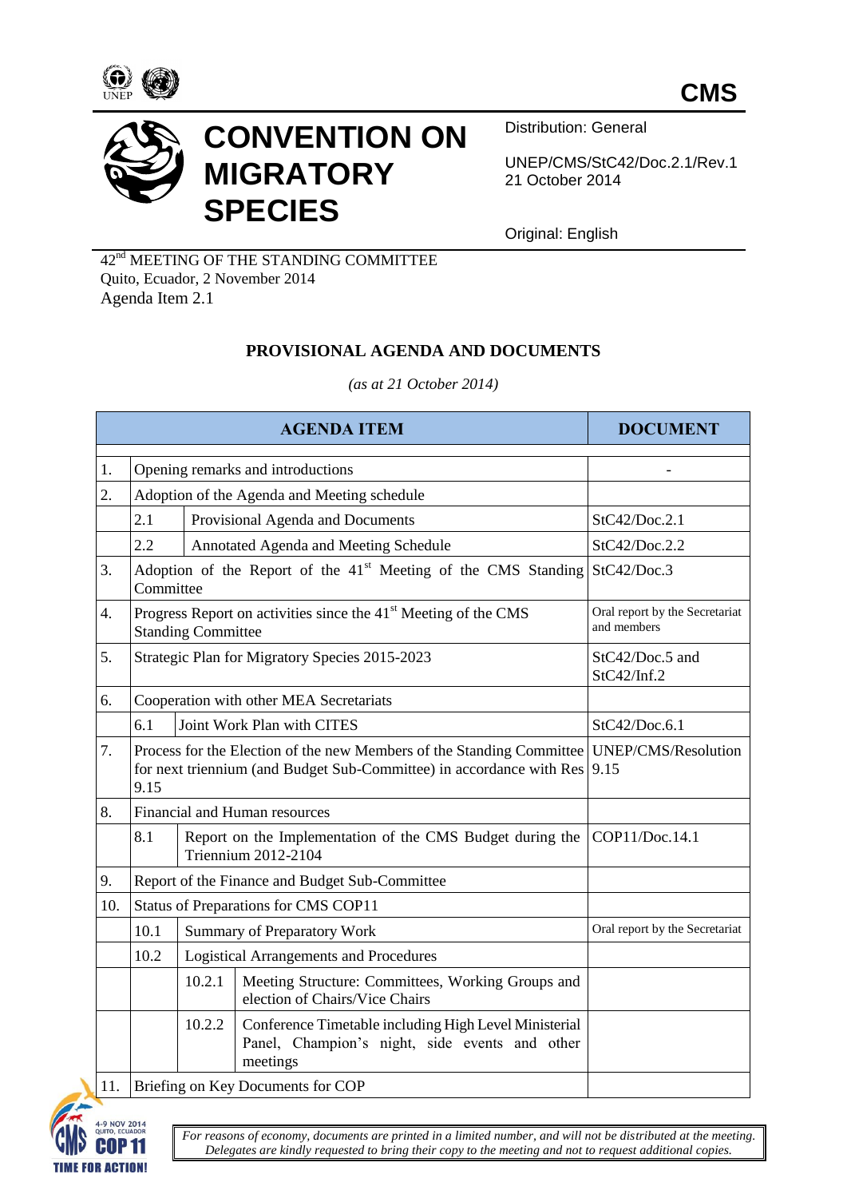**CMS**

# CONVENTION ON MIGRATORY SPECIES

Distribution: General

UNEP/CMS/StC42/Doc.2.1/Rev.1
21 October 2014

Original: English

42nd MEETING OF THE STANDING COMMITTEE
Quito, Ecuador, 2 November 2014
Agenda Item 2.1

## PROVISIONAL AGENDA AND DOCUMENTS

*(as at 21 October 2014)*

| AGENDA ITEM | | | | DOCUMENT |
|---|---|---|---|---|
| 1. | Opening remarks and introductions | | | - |
| 2. | Adoption of the Agenda and Meeting schedule | | | |
| | 2.1 | Provisional Agenda and Documents | | StC42/Doc.2.1 |
| | 2.2 | Annotated Agenda and Meeting Schedule | | StC42/Doc.2.2 |
| 3. | Adoption of the Report of the 41st Meeting of the CMS Standing Committee | | | StC42/Doc.3 |
| 4. | Progress Report on activities since the 41st Meeting of the CMS Standing Committee | | | Oral report by the Secretariat and members |
| 5. | Strategic Plan for Migratory Species 2015-2023 | | | StC42/Doc.5 and StC42/Inf.2 |
| 6. | Cooperation with other MEA Secretariats | | | |
| | 6.1 | Joint Work Plan with CITES | | StC42/Doc.6.1 |
| 7. | Process for the Election of the new Members of the Standing Committee for next triennium (and Budget Sub-Committee) in accordance with Res 9.15 | | | UNEP/CMS/Resolution 9.15 |
| 8. | Financial and Human resources | | | |
| | 8.1 | Report on the Implementation of the CMS Budget during the Triennium 2012-2104 | | COP11/Doc.14.1 |
| 9. | Report of the Finance and Budget Sub-Committee | | | |
| 10. | Status of Preparations for CMS COP11 | | | |
| | 10.1 | Summary of Preparatory Work | | Oral report by the Secretariat |
| | 10.2 | Logistical Arrangements and Procedures | | |
| | | 10.2.1 | Meeting Structure: Committees, Working Groups and election of Chairs/Vice Chairs | |
| | | 10.2.2 | Conference Timetable including High Level Ministerial Panel, Champion's night, side events and other meetings | |
| 11. | Briefing on Key Documents for COP | | | |

*For reasons of economy, documents are printed in a limited number, and will not be distributed at the meeting. Delegates are kindly requested to bring their copy to the meeting and not to request additional copies.*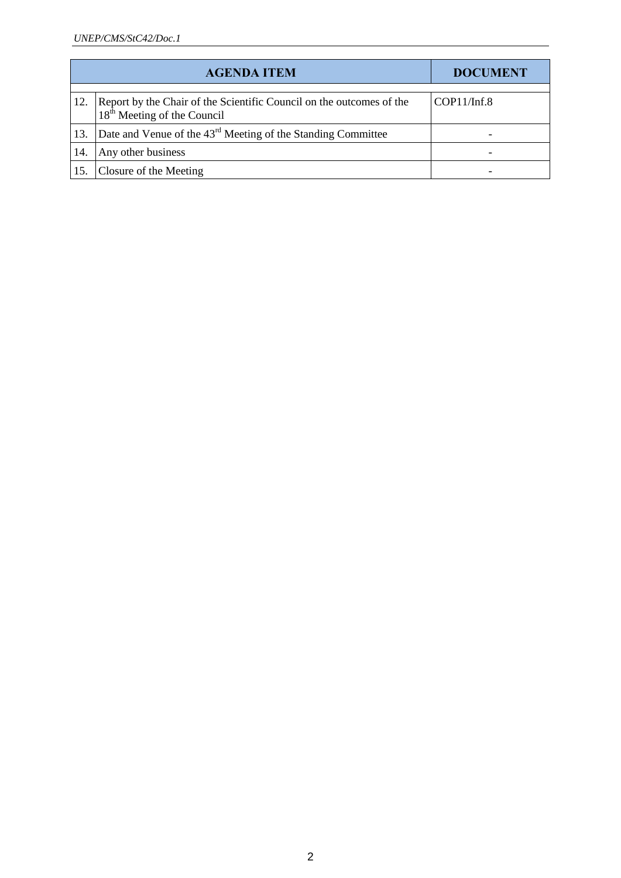| | AGENDA ITEM | DOCUMENT |
|---|---|---|
| 12. | Report by the Chair of the Scientific Council on the outcomes of the 18th Meeting of the Council | COP11/Inf.8 |
| 13. | Date and Venue of the 43rd Meeting of the Standing Committee | - |
| 14. | Any other business | - |
| 15. | Closure of the Meeting | - |